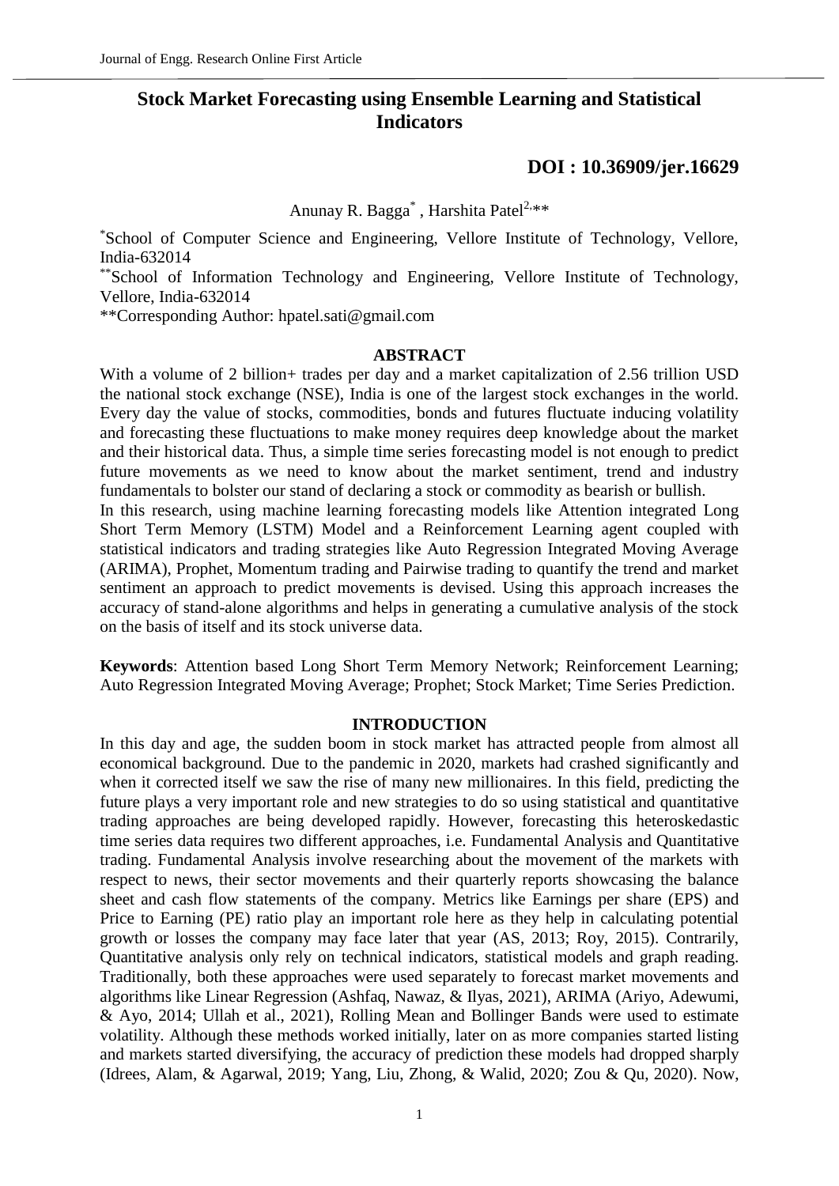# Stock Market Forecasting using Ensemble Learning and Statistical Indicators

**DOI : 10.36909/jer.16629**

Anunay R. Bagga[*] , Harshita Patel[2,**]

[*]School of Computer Science and Engineering, Vellore Institute of Technology, Vellore, India-632014

[**]School of Information Technology and Engineering, Vellore Institute of Technology, Vellore, India-632014

**Corresponding Author: hpatel.sati@gmail.com

## ABSTRACT

With a volume of 2 billion+ trades per day and a market capitalization of 2.56 trillion USD the national stock exchange (NSE), India is one of the largest stock exchanges in the world. Every day the value of stocks, commodities, bonds and futures fluctuate inducing volatility and forecasting these fluctuations to make money requires deep knowledge about the market and their historical data. Thus, a simple time series forecasting model is not enough to predict future movements as we need to know about the market sentiment, trend and industry fundamentals to bolster our stand of declaring a stock or commodity as bearish or bullish.

In this research, using machine learning forecasting models like Attention integrated Long Short Term Memory (LSTM) Model and a Reinforcement Learning agent coupled with statistical indicators and trading strategies like Auto Regression Integrated Moving Average (ARIMA), Prophet, Momentum trading and Pairwise trading to quantify the trend and market sentiment an approach to predict movements is devised. Using this approach increases the accuracy of stand-alone algorithms and helps in generating a cumulative analysis of the stock on the basis of itself and its stock universe data.

**Keywords**: Attention based Long Short Term Memory Network; Reinforcement Learning; Auto Regression Integrated Moving Average; Prophet; Stock Market; Time Series Prediction.

## INTRODUCTION

In this day and age, the sudden boom in stock market has attracted people from almost all economical background. Due to the pandemic in 2020, markets had crashed significantly and when it corrected itself we saw the rise of many new millionaires. In this field, predicting the future plays a very important role and new strategies to do so using statistical and quantitative trading approaches are being developed rapidly. However, forecasting this heteroskedastic time series data requires two different approaches, i.e. Fundamental Analysis and Quantitative trading. Fundamental Analysis involve researching about the movement of the markets with respect to news, their sector movements and their quarterly reports showcasing the balance sheet and cash flow statements of the company. Metrics like Earnings per share (EPS) and Price to Earning (PE) ratio play an important role here as they help in calculating potential growth or losses the company may face later that year (AS, 2013; Roy, 2015). Contrarily, Quantitative analysis only rely on technical indicators, statistical models and graph reading. Traditionally, both these approaches were used separately to forecast market movements and algorithms like Linear Regression (Ashfaq, Nawaz, & Ilyas, 2021), ARIMA (Ariyo, Adewumi, & Ayo, 2014; Ullah et al., 2021), Rolling Mean and Bollinger Bands were used to estimate volatility. Although these methods worked initially, later on as more companies started listing and markets started diversifying, the accuracy of prediction these models had dropped sharply (Idrees, Alam, & Agarwal, 2019; Yang, Liu, Zhong, & Walid, 2020; Zou & Qu, 2020). Now,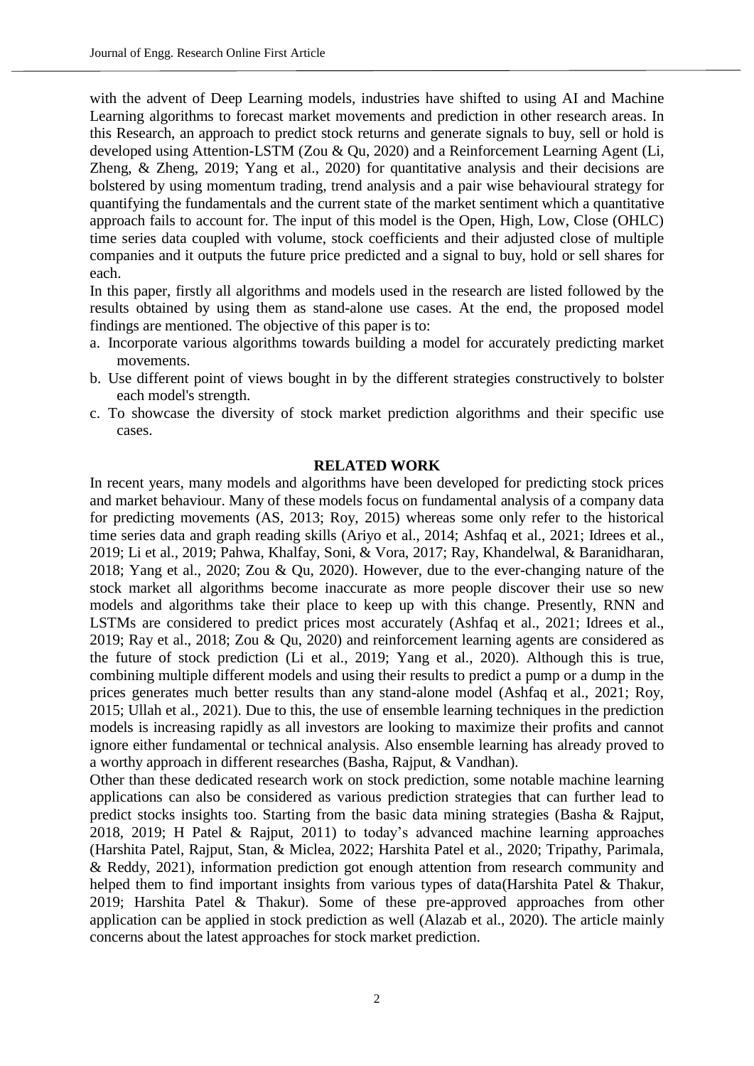with the advent of Deep Learning models, industries have shifted to using AI and Machine Learning algorithms to forecast market movements and prediction in other research areas. In this Research, an approach to predict stock returns and generate signals to buy, sell or hold is developed using Attention-LSTM (Zou & Qu, 2020) and a Reinforcement Learning Agent (Li, Zheng, & Zheng, 2019; Yang et al., 2020) for quantitative analysis and their decisions are bolstered by using momentum trading, trend analysis and a pair wise behavioural strategy for quantifying the fundamentals and the current state of the market sentiment which a quantitative approach fails to account for. The input of this model is the Open, High, Low, Close (OHLC) time series data coupled with volume, stock coefficients and their adjusted close of multiple companies and it outputs the future price predicted and a signal to buy, hold or sell shares for each.

In this paper, firstly all algorithms and models used in the research are listed followed by the results obtained by using them as stand-alone use cases. At the end, the proposed model findings are mentioned. The objective of this paper is to:

a. Incorporate various algorithms towards building a model for accurately predicting market movements.
b. Use different point of views bought in by the different strategies constructively to bolster each model's strength.
c. To showcase the diversity of stock market prediction algorithms and their specific use cases.

## RELATED WORK

In recent years, many models and algorithms have been developed for predicting stock prices and market behaviour. Many of these models focus on fundamental analysis of a company data for predicting movements (AS, 2013; Roy, 2015) whereas some only refer to the historical time series data and graph reading skills (Ariyo et al., 2014; Ashfaq et al., 2021; Idrees et al., 2019; Li et al., 2019; Pahwa, Khalfay, Soni, & Vora, 2017; Ray, Khandelwal, & Baranidharan, 2018; Yang et al., 2020; Zou & Qu, 2020). However, due to the ever-changing nature of the stock market all algorithms become inaccurate as more people discover their use so new models and algorithms take their place to keep up with this change. Presently, RNN and LSTMs are considered to predict prices most accurately (Ashfaq et al., 2021; Idrees et al., 2019; Ray et al., 2018; Zou & Qu, 2020) and reinforcement learning agents are considered as the future of stock prediction (Li et al., 2019; Yang et al., 2020). Although this is true, combining multiple different models and using their results to predict a pump or a dump in the prices generates much better results than any stand-alone model (Ashfaq et al., 2021; Roy, 2015; Ullah et al., 2021). Due to this, the use of ensemble learning techniques in the prediction models is increasing rapidly as all investors are looking to maximize their profits and cannot ignore either fundamental or technical analysis. Also ensemble learning has already proved to a worthy approach in different researches (Basha, Rajput, & Vandhan).

Other than these dedicated research work on stock prediction, some notable machine learning applications can also be considered as various prediction strategies that can further lead to predict stocks insights too. Starting from the basic data mining strategies (Basha & Rajput, 2018, 2019; H Patel & Rajput, 2011) to today's advanced machine learning approaches (Harshita Patel, Rajput, Stan, & Miclea, 2022; Harshita Patel et al., 2020; Tripathy, Parimala, & Reddy, 2021), information prediction got enough attention from research community and helped them to find important insights from various types of data(Harshita Patel & Thakur, 2019; Harshita Patel & Thakur). Some of these pre-approved approaches from other application can be applied in stock prediction as well (Alazab et al., 2020). The article mainly concerns about the latest approaches for stock market prediction.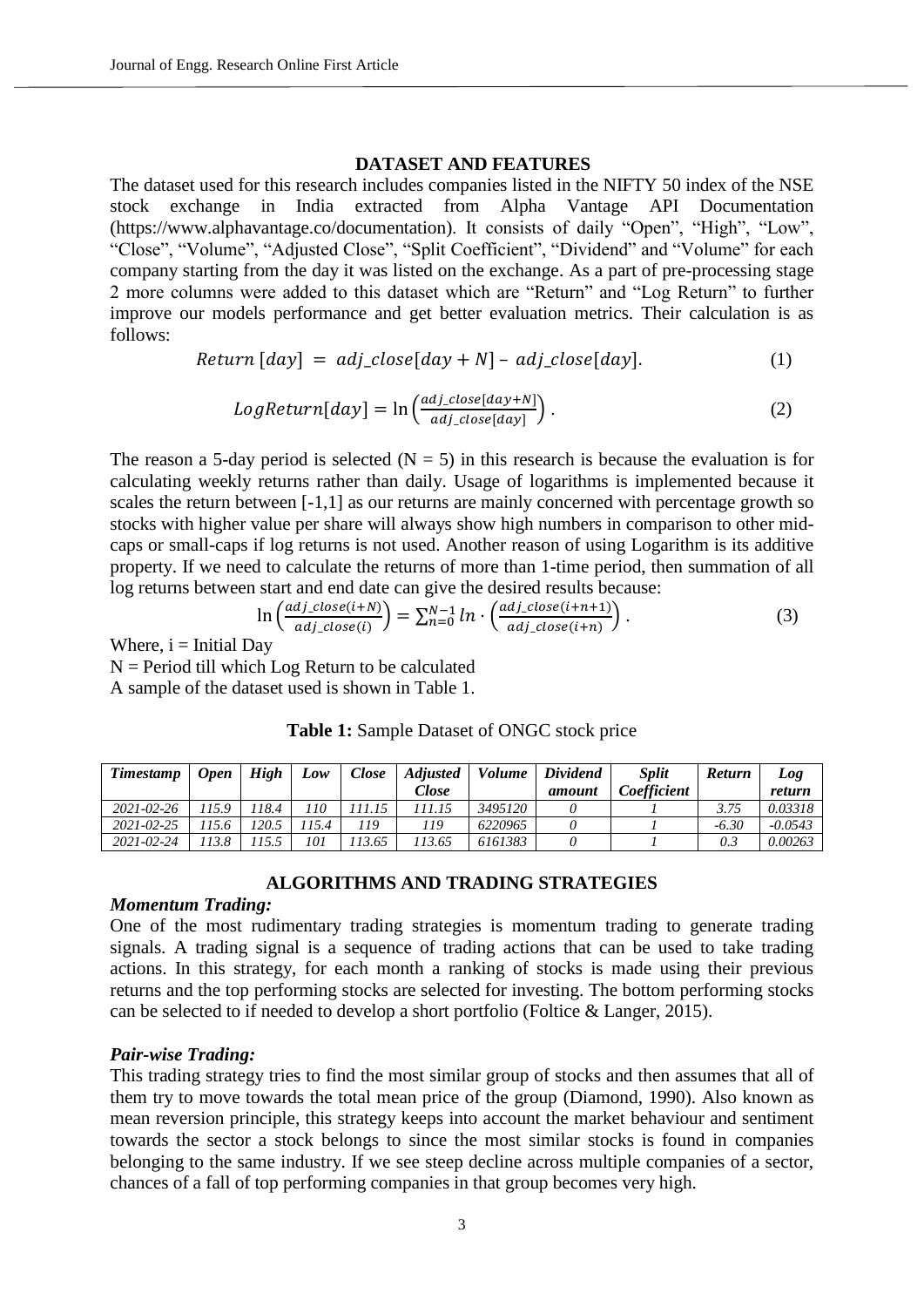## DATASET AND FEATURES

The dataset used for this research includes companies listed in the NIFTY 50 index of the NSE stock exchange in India extracted from Alpha Vantage API Documentation (https://www.alphavantage.co/documentation). It consists of daily "Open", "High", "Low", "Close", "Volume", "Adjusted Close", "Split Coefficient", "Dividend" and "Volume" for each company starting from the day it was listed on the exchange. As a part of pre-processing stage 2 more columns were added to this dataset which are "Return" and "Log Return" to further improve our models performance and get better evaluation metrics. Their calculation is as follows:

$$Return\,[day] \;=\; adj\_close[day+N] - adj\_close[day]. \tag{1}$$

$$LogReturn[day] = \ln\left(\frac{adj\_close[day+N]}{adj\_close[day]}\right). \tag{2}$$

The reason a 5-day period is selected ($N = 5$) in this research is because the evaluation is for calculating weekly returns rather than daily. Usage of logarithms is implemented because it scales the return between [-1,1] as our returns are mainly concerned with percentage growth so stocks with higher value per share will always show high numbers in comparison to other mid-caps or small-caps if log returns is not used. Another reason of using Logarithm is its additive property. If we need to calculate the returns of more than 1-time period, then summation of all log returns between start and end date can give the desired results because:

$$\ln\left(\frac{adj\_close(i+N)}{adj\_close(i)}\right) = \sum_{n=0}^{N-1} ln \cdot \left(\frac{adj\_close(i+n+1)}{adj\_close(i+n)}\right). \tag{3}$$

Where, $i$ = Initial Day

$N$ = Period till which Log Return to be calculated

A sample of the dataset used is shown in Table 1.

**Table 1:** Sample Dataset of ONGC stock price

| *Timestamp* | *Open* | *High* | *Low* | *Close* | *Adjusted Close* | *Volume* | *Dividend amount* | *Split Coefficient* | *Return* | *Log return* |
|---|---|---|---|---|---|---|---|---|---|---|
| *2021-02-26* | *115.9* | *118.4* | *110* | *111.15* | *111.15* | *3495120* | *0* | *1* | *3.75* | *0.03318* |
| *2021-02-25* | *115.6* | *120.5* | *115.4* | *119* | *119* | *6220965* | *0* | *1* | *-6.30* | *-0.0543* |
| *2021-02-24* | *113.8* | *115.5* | *101* | *113.65* | *113.65* | *6161383* | *0* | *1* | *0.3* | *0.00263* |

## ALGORITHMS AND TRADING STRATEGIES

### *Momentum Trading:*

One of the most rudimentary trading strategies is momentum trading to generate trading signals. A trading signal is a sequence of trading actions that can be used to take trading actions. In this strategy, for each month a ranking of stocks is made using their previous returns and the top performing stocks are selected for investing. The bottom performing stocks can be selected to if needed to develop a short portfolio (Foltice & Langer, 2015).

### *Pair-wise Trading:*

This trading strategy tries to find the most similar group of stocks and then assumes that all of them try to move towards the total mean price of the group (Diamond, 1990). Also known as mean reversion principle, this strategy keeps into account the market behaviour and sentiment towards the sector a stock belongs to since the most similar stocks is found in companies belonging to the same industry. If we see steep decline across multiple companies of a sector, chances of a fall of top performing companies in that group becomes very high.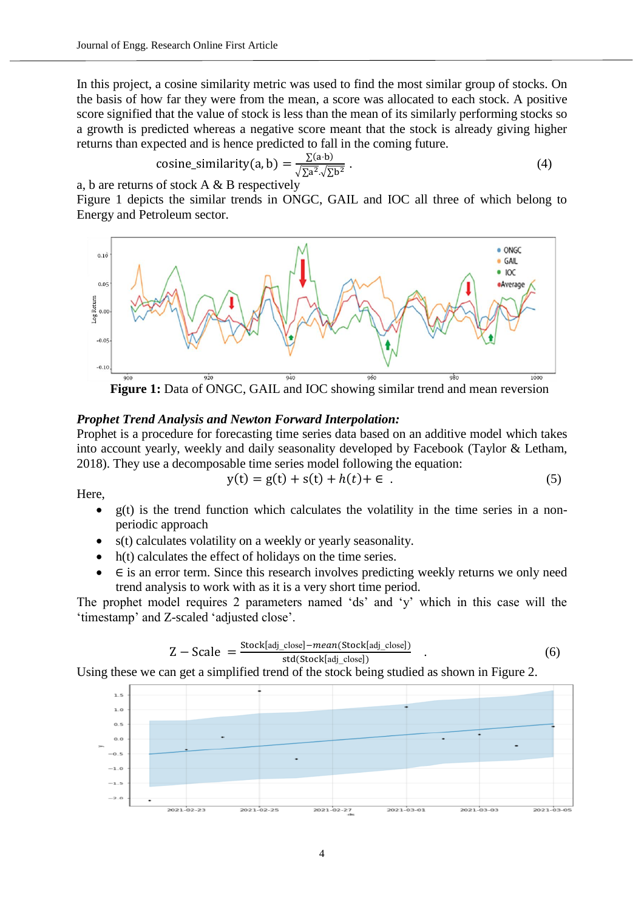In this project, a cosine similarity metric was used to find the most similar group of stocks. On the basis of how far they were from the mean, a score was allocated to each stock. A positive score signified that the value of stock is less than the mean of its similarly performing stocks so a growth is predicted whereas a negative score meant that the stock is already giving higher returns than expected and is hence predicted to fall in the coming future.

$$\text{cosine\_similarity}(a, b) = \frac{\sum(a \cdot b)}{\sqrt{\sum a^2} \cdot \sqrt{\sum b^2}} \quad (4)$$

a, b are returns of stock A & B respectively

Figure 1 depicts the similar trends in ONGC, GAIL and IOC all three of which belong to Energy and Petroleum sector.

**Figure 1:** Data of ONGC, GAIL and IOC showing similar trend and mean reversion

***Prophet Trend Analysis and Newton Forward Interpolation:***

Prophet is a procedure for forecasting time series data based on an additive model which takes into account yearly, weekly and daily seasonality developed by Facebook (Taylor & Letham, 2018). They use a decomposable time series model following the equation:

$$y(t) = g(t) + s(t) + h(t) + \epsilon \quad (5)$$

Here,

- g(t) is the trend function which calculates the volatility in the time series in a non-periodic approach
- s(t) calculates volatility on a weekly or yearly seasonality.
- h(t) calculates the effect of holidays on the time series.
- $\epsilon$ is an error term. Since this research involves predicting weekly returns we only need trend analysis to work with as it is a very short time period.

The prophet model requires 2 parameters named 'ds' and 'y' which in this case will the 'timestamp' and Z-scaled 'adjusted close'.

$$Z - \text{Scale} = \frac{\text{Stock[adj\_close]} - mean(\text{Stock[adj\_close]})}{\text{std(Stock[adj\_close])}} \quad (6)$$

Using these we can get a simplified trend of the stock being studied as shown in Figure 2.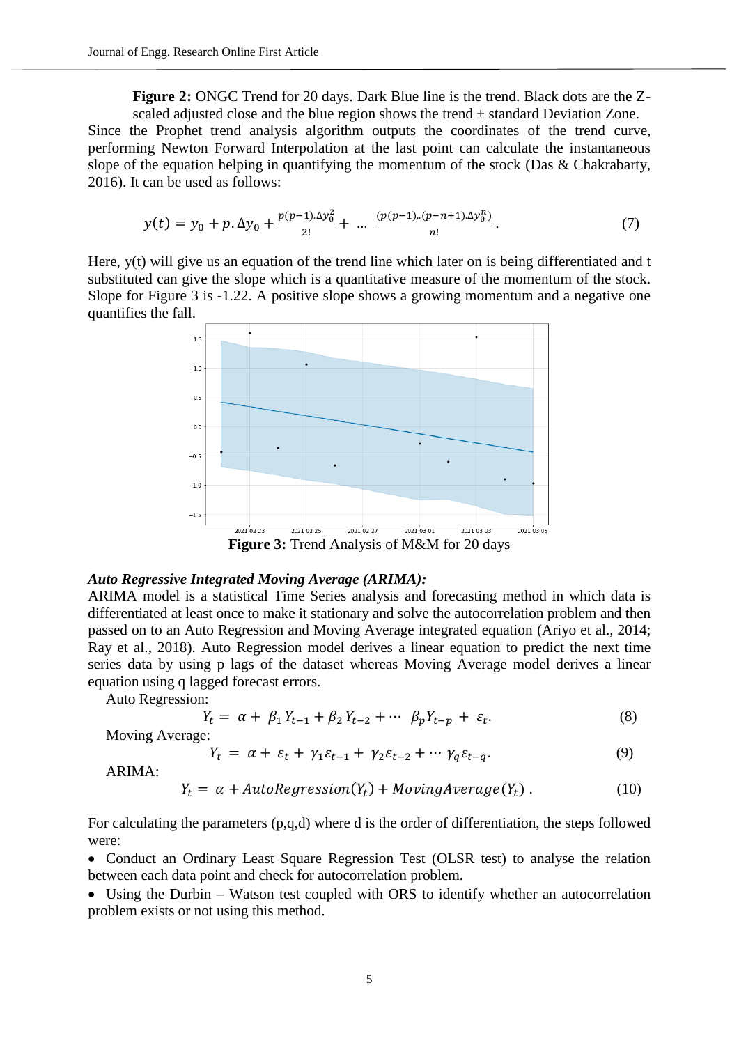**Figure 2:** ONGC Trend for 20 days. Dark Blue line is the trend. Black dots are the Z-scaled adjusted close and the blue region shows the trend ± standard Deviation Zone.

Since the Prophet trend analysis algorithm outputs the coordinates of the trend curve, performing Newton Forward Interpolation at the last point can calculate the instantaneous slope of the equation helping in quantifying the momentum of the stock (Das & Chakrabarty, 2016). It can be used as follows:

$$y(t) = y_0 + p.\Delta y_0 + \frac{p(p-1).\Delta y_0^2}{2!} + \ldots \frac{(p(p-1)..(p-n+1).\Delta y_0^n)}{n!}. \tag{7}$$

Here, y(t) will give us an equation of the trend line which later on is being differentiated and t substituted can give the slope which is a quantitative measure of the momentum of the stock. Slope for Figure 3 is -1.22. A positive slope shows a growing momentum and a negative one quantifies the fall.

**Figure 3:** Trend Analysis of M&M for 20 days

***Auto Regressive Integrated Moving Average (ARIMA):***

ARIMA model is a statistical Time Series analysis and forecasting method in which data is differentiated at least once to make it stationary and solve the autocorrelation problem and then passed on to an Auto Regression and Moving Average integrated equation (Ariyo et al., 2014; Ray et al., 2018). Auto Regression model derives a linear equation to predict the next time series data by using p lags of the dataset whereas Moving Average model derives a linear equation using q lagged forecast errors.

Auto Regression:

$$Y_t = \alpha + \beta_1 Y_{t-1} + \beta_2 Y_{t-2} + \cdots \beta_p Y_{t-p} + \varepsilon_t. \tag{8}$$

Moving Average:

$$Y_t = \alpha + \varepsilon_t + \gamma_1 \varepsilon_{t-1} + \gamma_2 \varepsilon_{t-2} + \cdots \gamma_q \varepsilon_{t-q}. \tag{9}$$

ARIMA:

$$Y_t = \alpha + AutoRegression(Y_t) + MovingAverage(Y_t). \tag{10}$$

For calculating the parameters (p,q,d) where d is the order of differentiation, the steps followed were:

- Conduct an Ordinary Least Square Regression Test (OLSR test) to analyse the relation between each data point and check for autocorrelation problem.
- Using the Durbin – Watson test coupled with ORS to identify whether an autocorrelation problem exists or not using this method.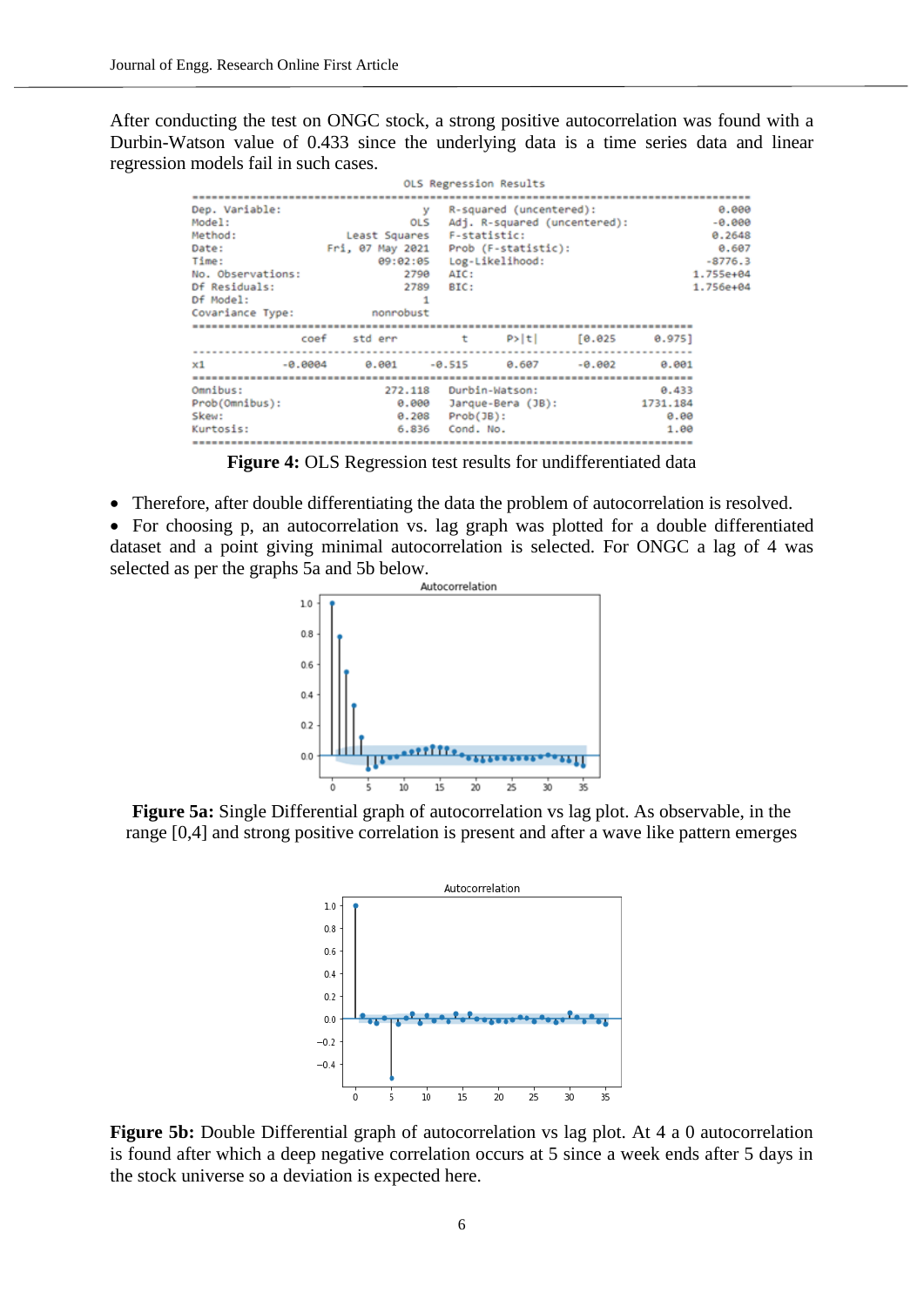After conducting the test on ONGC stock, a strong positive autocorrelation was found with a Durbin-Watson value of 0.433 since the underlying data is a time series data and linear regression models fail in such cases.

```
                                 OLS Regression Results
=======================================================================================
Dep. Variable:                      y   R-squared (uncentered):                   0.000
Model:                            OLS   Adj. R-squared (uncentered):             -0.000
Method:                 Least Squares   F-statistic:                             0.2648
Date:                Fri, 07 May 2021   Prob (F-statistic):                       0.607
Time:                        09:02:05   Log-Likelihood:                         -8776.3
No. Observations:                2790   AIC:                                  1.755e+04
Df Residuals:                    2789   BIC:                                  1.756e+04
Df Model:                           1
Covariance Type:            nonrobust
==============================================================================
                 coef    std err          t      P>|t|      [0.025      0.975]
------------------------------------------------------------------------------
x1            -0.0004      0.001     -0.515      0.607      -0.002       0.001
==============================================================================
Omnibus:                      272.118   Durbin-Watson:                   0.433
Prob(Omnibus):                  0.000   Jarque-Bera (JB):             1731.184
Skew:                           0.208   Prob(JB):                         0.00
Kurtosis:                       6.836   Cond. No.                         1.00
==============================================================================
```

**Figure 4:** OLS Regression test results for undifferentiated data

- Therefore, after double differentiating the data the problem of autocorrelation is resolved.
- For choosing p, an autocorrelation vs. lag graph was plotted for a double differentiated dataset and a point giving minimal autocorrelation is selected. For ONGC a lag of 4 was selected as per the graphs 5a and 5b below.

**Figure 5a:** Single Differential graph of autocorrelation vs lag plot. As observable, in the range [0,4] and strong positive correlation is present and after a wave like pattern emerges

**Figure 5b:** Double Differential graph of autocorrelation vs lag plot. At 4 a 0 autocorrelation is found after which a deep negative correlation occurs at 5 since a week ends after 5 days in the stock universe so a deviation is expected here.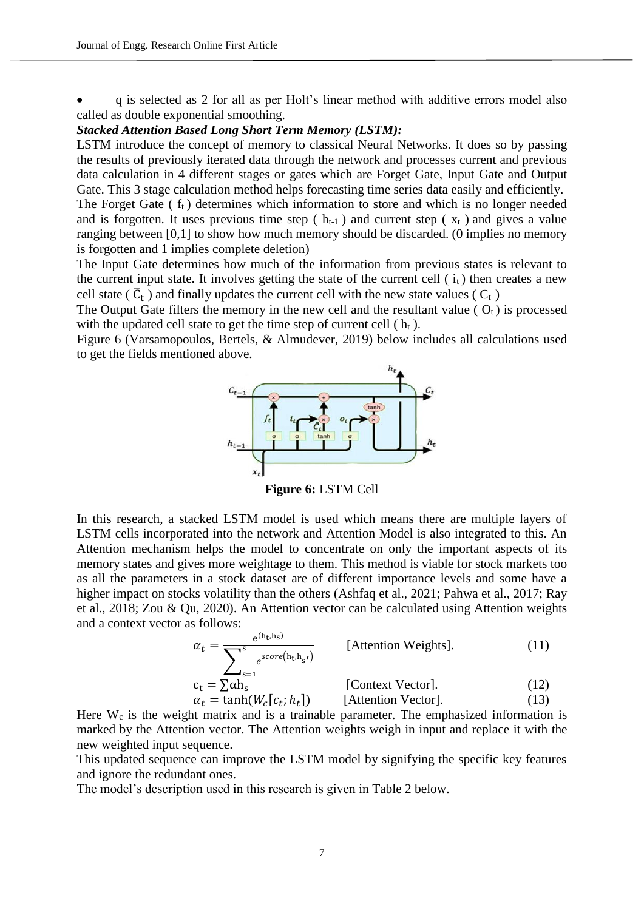- q is selected as 2 for all as per Holt's linear method with additive errors model also called as double exponential smoothing.

***Stacked Attention Based Long Short Term Memory (LSTM):***

LSTM introduce the concept of memory to classical Neural Networks. It does so by passing the results of previously iterated data through the network and processes current and previous data calculation in 4 different stages or gates which are Forget Gate, Input Gate and Output Gate. This 3 stage calculation method helps forecasting time series data easily and efficiently.

The Forget Gate ( $f_t$ ) determines which information to store and which is no longer needed and is forgotten. It uses previous time step ( $h_{t-1}$ ) and current step ( $x_t$ ) and gives a value ranging between [0,1] to show how much memory should be discarded. (0 implies no memory is forgotten and 1 implies complete deletion)

The Input Gate determines how much of the information from previous states is relevant to the current input state. It involves getting the state of the current cell ( $i_t$ ) then creates a new cell state ( $\bar{C}_t$ ) and finally updates the current cell with the new state values ( $C_t$ )

The Output Gate filters the memory in the new cell and the resultant value ( $O_t$ ) is processed with the updated cell state to get the time step of current cell ( $h_t$ ).

Figure 6 (Varsamopoulos, Bertels, & Almudever, 2019) below includes all calculations used to get the fields mentioned above.

**Figure 6:** LSTM Cell

In this research, a stacked LSTM model is used which means there are multiple layers of LSTM cells incorporated into the network and Attention Model is also integrated to this. An Attention mechanism helps the model to concentrate on only the important aspects of its memory states and gives more weightage to them. This method is viable for stock markets too as all the parameters in a stock dataset are of different importance levels and some have a higher impact on stocks volatility than the others (Ashfaq et al., 2021; Pahwa et al., 2017; Ray et al., 2018; Zou & Qu, 2020). An Attention vector can be calculated using Attention weights and a context vector as follows:

$$\alpha_t = \frac{e^{(h_t, h_s)}}{\sum_{s=1}^{s} e^{score(h_t, h_{s'})}} \qquad \text{[Attention Weights].} \qquad (11)$$

$$c_t = \sum \alpha h_s \qquad \text{[Context Vector].} \qquad (12)$$

$$\alpha_t = \tanh(W_c[c_t; h_t]) \qquad \text{[Attention Vector].} \qquad (13)$$

Here $W_c$ is the weight matrix and is a trainable parameter. The emphasized information is marked by the Attention vector. The Attention weights weigh in input and replace it with the new weighted input sequence.

This updated sequence can improve the LSTM model by signifying the specific key features and ignore the redundant ones.

The model's description used in this research is given in Table 2 below.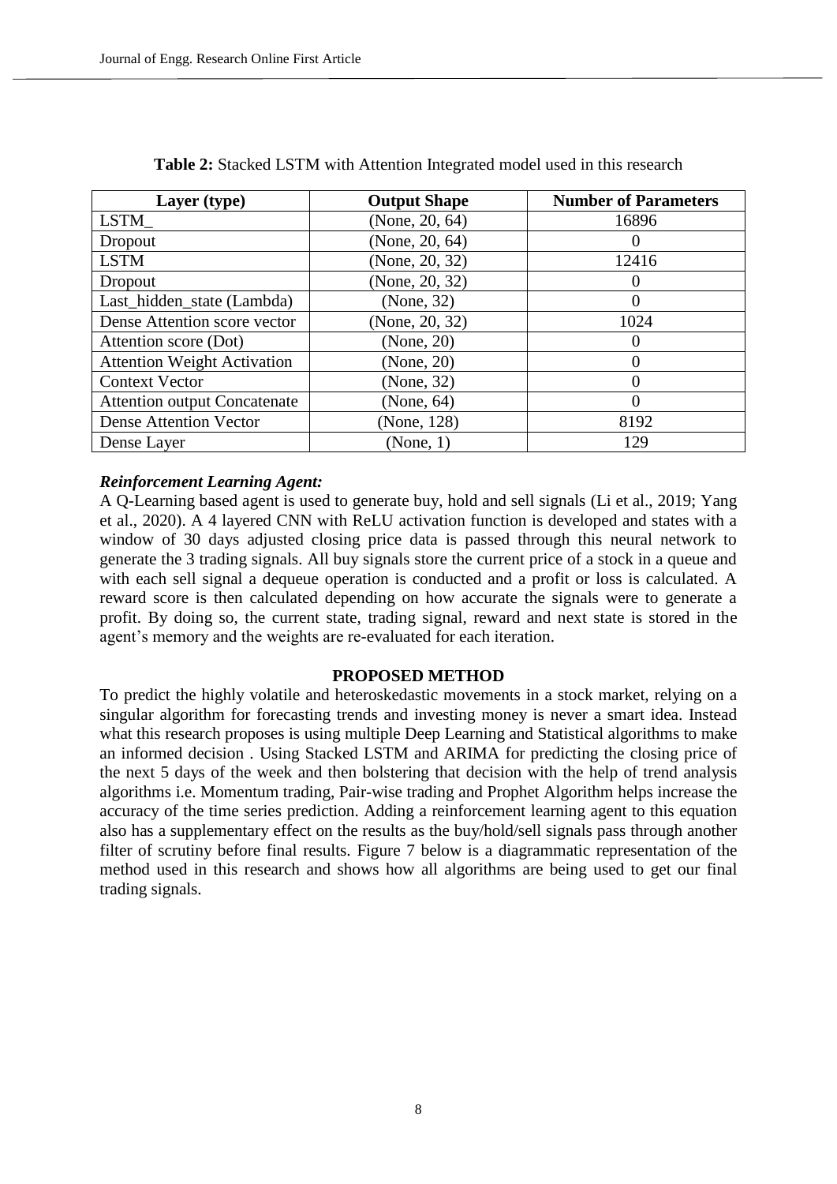**Table 2:** Stacked LSTM with Attention Integrated model used in this research

| Layer (type) | Output Shape | Number of Parameters |
| --- | --- | --- |
| LSTM_ | (None, 20, 64) | 16896 |
| Dropout | (None, 20, 64) | 0 |
| LSTM | (None, 20, 32) | 12416 |
| Dropout | (None, 20, 32) | 0 |
| Last_hidden_state (Lambda) | (None, 32) | 0 |
| Dense Attention score vector | (None, 20, 32) | 1024 |
| Attention score (Dot) | (None, 20) | 0 |
| Attention Weight Activation | (None, 20) | 0 |
| Context Vector | (None, 32) | 0 |
| Attention output Concatenate | (None, 64) | 0 |
| Dense Attention Vector | (None, 128) | 8192 |
| Dense Layer | (None, 1) | 129 |

***Reinforcement Learning Agent:***

A Q-Learning based agent is used to generate buy, hold and sell signals (Li et al., 2019; Yang et al., 2020). A 4 layered CNN with ReLU activation function is developed and states with a window of 30 days adjusted closing price data is passed through this neural network to generate the 3 trading signals. All buy signals store the current price of a stock in a queue and with each sell signal a dequeue operation is conducted and a profit or loss is calculated. A reward score is then calculated depending on how accurate the signals were to generate a profit. By doing so, the current state, trading signal, reward and next state is stored in the agent's memory and the weights are re-evaluated for each iteration.

## PROPOSED METHOD

To predict the highly volatile and heteroskedastic movements in a stock market, relying on a singular algorithm for forecasting trends and investing money is never a smart idea. Instead what this research proposes is using multiple Deep Learning and Statistical algorithms to make an informed decision . Using Stacked LSTM and ARIMA for predicting the closing price of the next 5 days of the week and then bolstering that decision with the help of trend analysis algorithms i.e. Momentum trading, Pair-wise trading and Prophet Algorithm helps increase the accuracy of the time series prediction. Adding a reinforcement learning agent to this equation also has a supplementary effect on the results as the buy/hold/sell signals pass through another filter of scrutiny before final results. Figure 7 below is a diagrammatic representation of the method used in this research and shows how all algorithms are being used to get our final trading signals.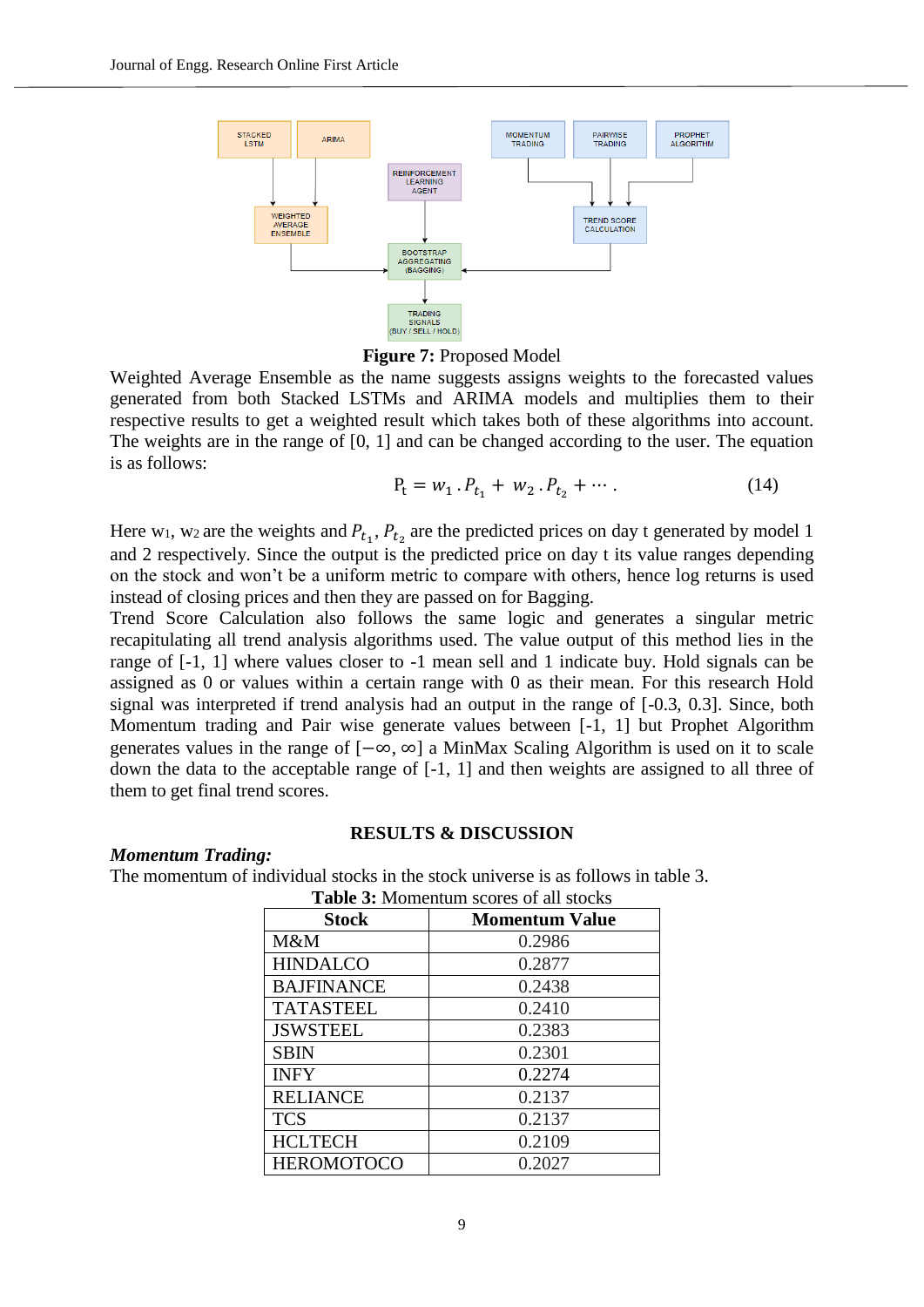**Figure 7:** Proposed Model

Weighted Average Ensemble as the name suggests assigns weights to the forecasted values generated from both Stacked LSTMs and ARIMA models and multiplies them to their respective results to get a weighted result which takes both of these algorithms into account. The weights are in the range of [0, 1] and can be changed according to the user. The equation is as follows:

$$\mathrm{P_t} = w_1 \, . P_{t_1} + w_2 \, . P_{t_2} + \cdots . \qquad (14)$$

Here $w_1$, $w_2$ are the weights and $P_{t_1}$, $P_{t_2}$ are the predicted prices on day t generated by model 1 and 2 respectively. Since the output is the predicted price on day t its value ranges depending on the stock and won't be a uniform metric to compare with others, hence log returns is used instead of closing prices and then they are passed on for Bagging.

Trend Score Calculation also follows the same logic and generates a singular metric recapitulating all trend analysis algorithms used. The value output of this method lies in the range of [-1, 1] where values closer to -1 mean sell and 1 indicate buy. Hold signals can be assigned as 0 or values within a certain range with 0 as their mean. For this research Hold signal was interpreted if trend analysis had an output in the range of [-0.3, 0.3]. Since, both Momentum trading and Pair wise generate values between [-1, 1] but Prophet Algorithm generates values in the range of $[-\infty, \infty]$ a MinMax Scaling Algorithm is used on it to scale down the data to the acceptable range of [-1, 1] and then weights are assigned to all three of them to get final trend scores.

## RESULTS & DISCUSSION

***Momentum Trading:***

The momentum of individual stocks in the stock universe is as follows in table 3.

**Table 3:** Momentum scores of all stocks

| Stock | Momentum Value |
|---|---|
| M&M | 0.2986 |
| HINDALCO | 0.2877 |
| BAJFINANCE | 0.2438 |
| TATASTEEL | 0.2410 |
| JSWSTEEL | 0.2383 |
| SBIN | 0.2301 |
| INFY | 0.2274 |
| RELIANCE | 0.2137 |
| TCS | 0.2137 |
| HCLTECH | 0.2109 |
| HEROMOTOCO | 0.2027 |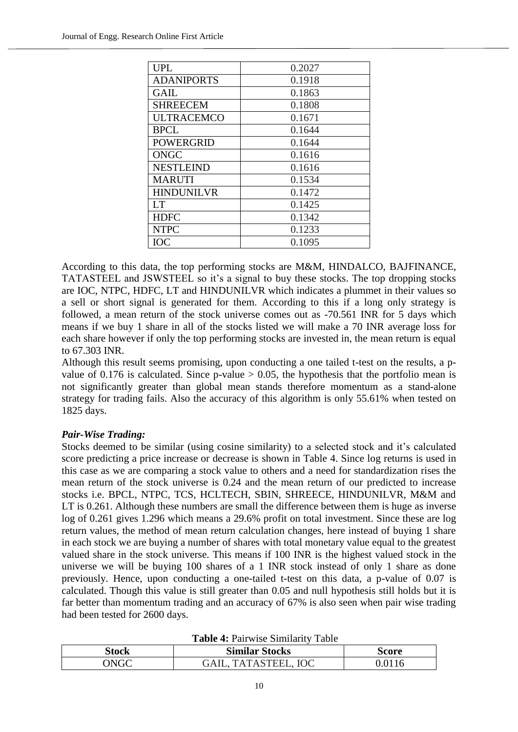| UPL | 0.2027 |
|---|---|
| ADANIPORTS | 0.1918 |
| GAIL | 0.1863 |
| SHREECEM | 0.1808 |
| ULTRACEMCO | 0.1671 |
| BPCL | 0.1644 |
| POWERGRID | 0.1644 |
| ONGC | 0.1616 |
| NESTLEIND | 0.1616 |
| MARUTI | 0.1534 |
| HINDUNILVR | 0.1472 |
| LT | 0.1425 |
| HDFC | 0.1342 |
| NTPC | 0.1233 |
| IOC | 0.1095 |

According to this data, the top performing stocks are M&M, HINDALCO, BAJFINANCE, TATASTEEL and JSWSTEEL so it's a signal to buy these stocks. The top dropping stocks are IOC, NTPC, HDFC, LT and HINDUNILVR which indicates a plummet in their values so a sell or short signal is generated for them. According to this if a long only strategy is followed, a mean return of the stock universe comes out as -70.561 INR for 5 days which means if we buy 1 share in all of the stocks listed we will make a 70 INR average loss for each share however if only the top performing stocks are invested in, the mean return is equal to 67.303 INR.

Although this result seems promising, upon conducting a one tailed t-test on the results, a p-value of 0.176 is calculated. Since p-value > 0.05, the hypothesis that the portfolio mean is not significantly greater than global mean stands therefore momentum as a stand-alone strategy for trading fails. Also the accuracy of this algorithm is only 55.61% when tested on 1825 days.

### *Pair-Wise Trading:*

Stocks deemed to be similar (using cosine similarity) to a selected stock and it's calculated score predicting a price increase or decrease is shown in Table 4. Since log returns is used in this case as we are comparing a stock value to others and a need for standardization rises the mean return of the stock universe is 0.24 and the mean return of our predicted to increase stocks i.e. BPCL, NTPC, TCS, HCLTECH, SBIN, SHREECE, HINDUNILVR, M&M and LT is 0.261. Although these numbers are small the difference between them is huge as inverse log of 0.261 gives 1.296 which means a 29.6% profit on total investment. Since these are log return values, the method of mean return calculation changes, here instead of buying 1 share in each stock we are buying a number of shares with total monetary value equal to the greatest valued share in the stock universe. This means if 100 INR is the highest valued stock in the universe we will be buying 100 shares of a 1 INR stock instead of only 1 share as done previously. Hence, upon conducting a one-tailed t-test on this data, a p-value of 0.07 is calculated. Though this value is still greater than 0.05 and null hypothesis still holds but it is far better than momentum trading and an accuracy of 67% is also seen when pair wise trading had been tested for 2600 days.

**Table 4:** Pairwise Similarity Table

| Stock | Similar Stocks | Score |
|---|---|---|
| ONGC | GAIL, TATASTEEL, IOC | 0.0116 |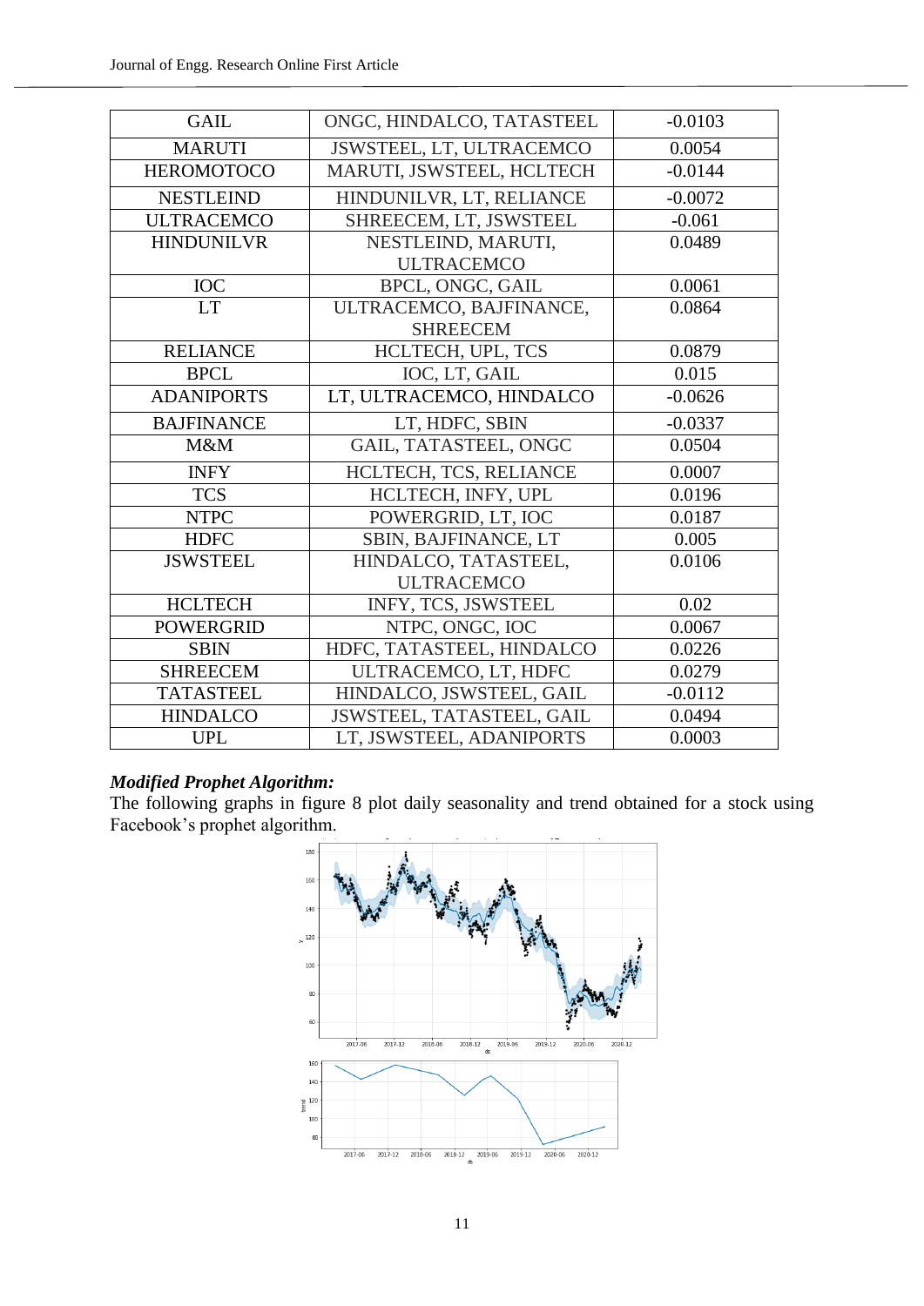| GAIL | ONGC, HINDALCO, TATASTEEL | -0.0103 |
|---|---|---|
| MARUTI | JSWSTEEL, LT, ULTRACEMCO | 0.0054 |
| HEROMOTOCO | MARUTI, JSWSTEEL, HCLTECH | -0.0144 |
| NESTLEIND | HINDUNILVR, LT, RELIANCE | -0.0072 |
| ULTRACEMCO | SHREECEM, LT, JSWSTEEL | -0.061 |
| HINDUNILVR | NESTLEIND, MARUTI, ULTRACEMCO | 0.0489 |
| IOC | BPCL, ONGC, GAIL | 0.0061 |
| LT | ULTRACEMCO, BAJFINANCE, SHREECEM | 0.0864 |
| RELIANCE | HCLTECH, UPL, TCS | 0.0879 |
| BPCL | IOC, LT, GAIL | 0.015 |
| ADANIPORTS | LT, ULTRACEMCO, HINDALCO | -0.0626 |
| BAJFINANCE | LT, HDFC, SBIN | -0.0337 |
| M&M | GAIL, TATASTEEL, ONGC | 0.0504 |
| INFY | HCLTECH, TCS, RELIANCE | 0.0007 |
| TCS | HCLTECH, INFY, UPL | 0.0196 |
| NTPC | POWERGRID, LT, IOC | 0.0187 |
| HDFC | SBIN, BAJFINANCE, LT | 0.005 |
| JSWSTEEL | HINDALCO, TATASTEEL, ULTRACEMCO | 0.0106 |
| HCLTECH | INFY, TCS, JSWSTEEL | 0.02 |
| POWERGRID | NTPC, ONGC, IOC | 0.0067 |
| SBIN | HDFC, TATASTEEL, HINDALCO | 0.0226 |
| SHREECEM | ULTRACEMCO, LT, HDFC | 0.0279 |
| TATASTEEL | HINDALCO, JSWSTEEL, GAIL | -0.0112 |
| HINDALCO | JSWSTEEL, TATASTEEL, GAIL | 0.0494 |
| UPL | LT, JSWSTEEL, ADANIPORTS | 0.0003 |

***Modified Prophet Algorithm:***

The following graphs in figure 8 plot daily seasonality and trend obtained for a stock using Facebook's prophet algorithm.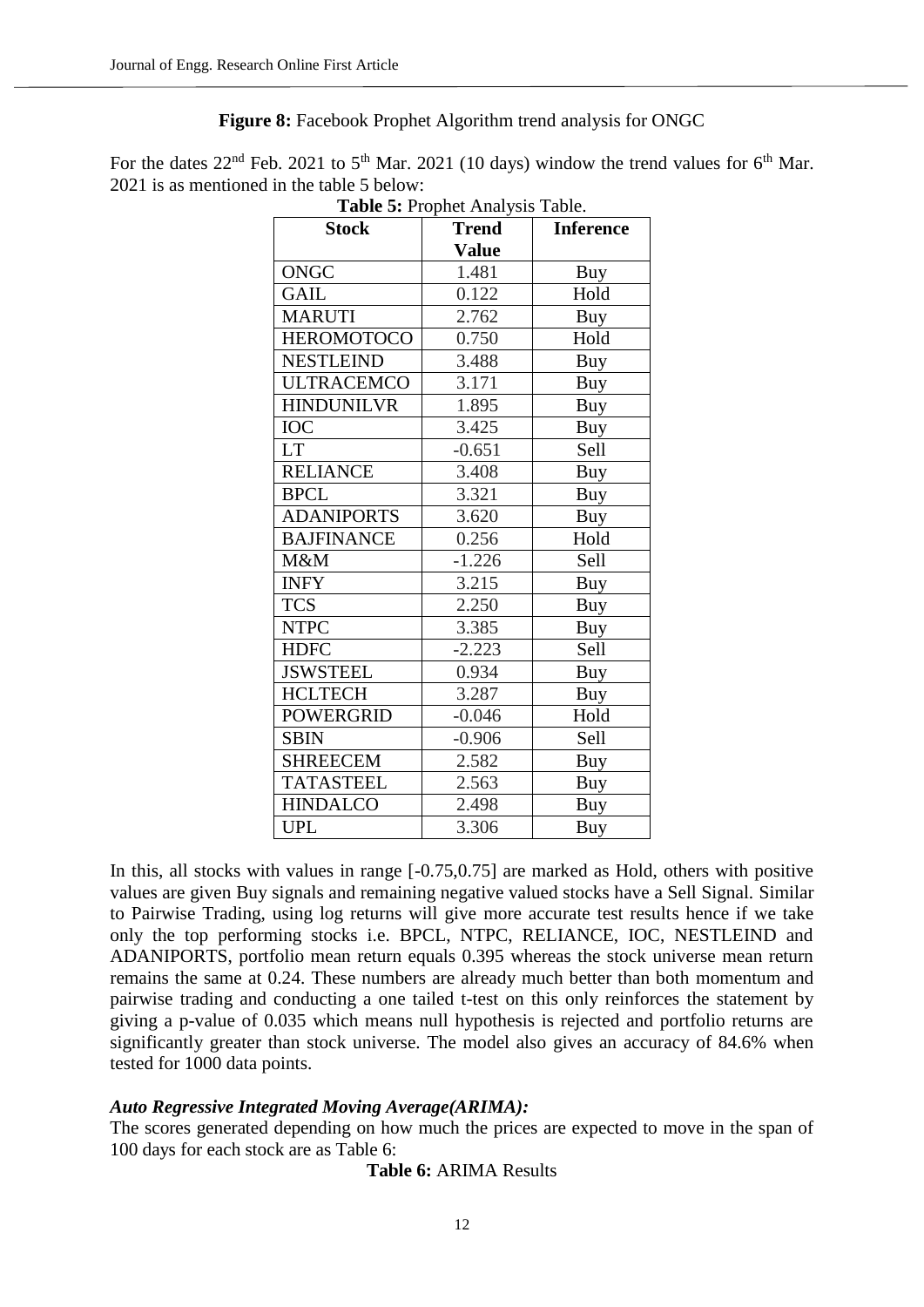**Figure 8:** Facebook Prophet Algorithm trend analysis for ONGC

For the dates 22nd Feb. 2021 to 5th Mar. 2021 (10 days) window the trend values for 6th Mar. 2021 is as mentioned in the table 5 below:

**Table 5:** Prophet Analysis Table.

| Stock | Trend Value | Inference |
|---|---|---|
| ONGC | 1.481 | Buy |
| GAIL | 0.122 | Hold |
| MARUTI | 2.762 | Buy |
| HEROMOTOCO | 0.750 | Hold |
| NESTLEIND | 3.488 | Buy |
| ULTRACEMCO | 3.171 | Buy |
| HINDUNILVR | 1.895 | Buy |
| IOC | 3.425 | Buy |
| LT | -0.651 | Sell |
| RELIANCE | 3.408 | Buy |
| BPCL | 3.321 | Buy |
| ADANIPORTS | 3.620 | Buy |
| BAJFINANCE | 0.256 | Hold |
| M&M | -1.226 | Sell |
| INFY | 3.215 | Buy |
| TCS | 2.250 | Buy |
| NTPC | 3.385 | Buy |
| HDFC | -2.223 | Sell |
| JSWSTEEL | 0.934 | Buy |
| HCLTECH | 3.287 | Buy |
| POWERGRID | -0.046 | Hold |
| SBIN | -0.906 | Sell |
| SHREECEM | 2.582 | Buy |
| TATASTEEL | 2.563 | Buy |
| HINDALCO | 2.498 | Buy |
| UPL | 3.306 | Buy |

In this, all stocks with values in range [-0.75,0.75] are marked as Hold, others with positive values are given Buy signals and remaining negative valued stocks have a Sell Signal. Similar to Pairwise Trading, using log returns will give more accurate test results hence if we take only the top performing stocks i.e. BPCL, NTPC, RELIANCE, IOC, NESTLEIND and ADANIPORTS, portfolio mean return equals 0.395 whereas the stock universe mean return remains the same at 0.24. These numbers are already much better than both momentum and pairwise trading and conducting a one tailed t-test on this only reinforces the statement by giving a p-value of 0.035 which means null hypothesis is rejected and portfolio returns are significantly greater than stock universe. The model also gives an accuracy of 84.6% when tested for 1000 data points.

***Auto Regressive Integrated Moving Average(ARIMA):***

The scores generated depending on how much the prices are expected to move in the span of 100 days for each stock are as Table 6:

**Table 6:** ARIMA Results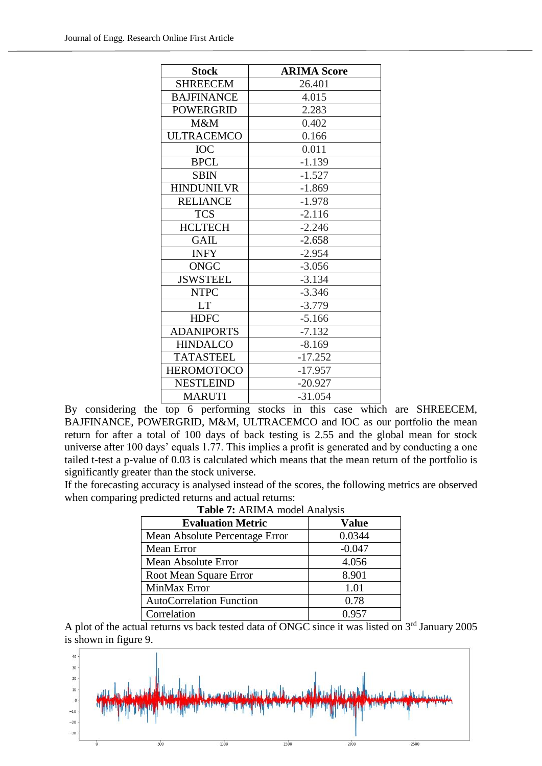| Stock | ARIMA Score |
|---|---|
| SHREECEM | 26.401 |
| BAJFINANCE | 4.015 |
| POWERGRID | 2.283 |
| M&M | 0.402 |
| ULTRACEMCO | 0.166 |
| IOC | 0.011 |
| BPCL | -1.139 |
| SBIN | -1.527 |
| HINDUNILVR | -1.869 |
| RELIANCE | -1.978 |
| TCS | -2.116 |
| HCLTECH | -2.246 |
| GAIL | -2.658 |
| INFY | -2.954 |
| ONGC | -3.056 |
| JSWSTEEL | -3.134 |
| NTPC | -3.346 |
| LT | -3.779 |
| HDFC | -5.166 |
| ADANIPORTS | -7.132 |
| HINDALCO | -8.169 |
| TATASTEEL | -17.252 |
| HEROMOTOCO | -17.957 |
| NESTLEIND | -20.927 |
| MARUTI | -31.054 |

By considering the top 6 performing stocks in this case which are SHREECEM, BAJFINANCE, POWERGRID, M&M, ULTRACEMCO and IOC as our portfolio the mean return for after a total of 100 days of back testing is 2.55 and the global mean for stock universe after 100 days' equals 1.77. This implies a profit is generated and by conducting a one tailed t-test a p-value of 0.03 is calculated which means that the mean return of the portfolio is significantly greater than the stock universe.

If the forecasting accuracy is analysed instead of the scores, the following metrics are observed when comparing predicted returns and actual returns:

**Table 7:** ARIMA model Analysis

| Evaluation Metric | Value |
|---|---|
| Mean Absolute Percentage Error | 0.0344 |
| Mean Error | -0.047 |
| Mean Absolute Error | 4.056 |
| Root Mean Square Error | 8.901 |
| MinMax Error | 1.01 |
| AutoCorrelation Function | 0.78 |
| Correlation | 0.957 |

A plot of the actual returns vs back tested data of ONGC since it was listed on 3rd January 2005 is shown in figure 9.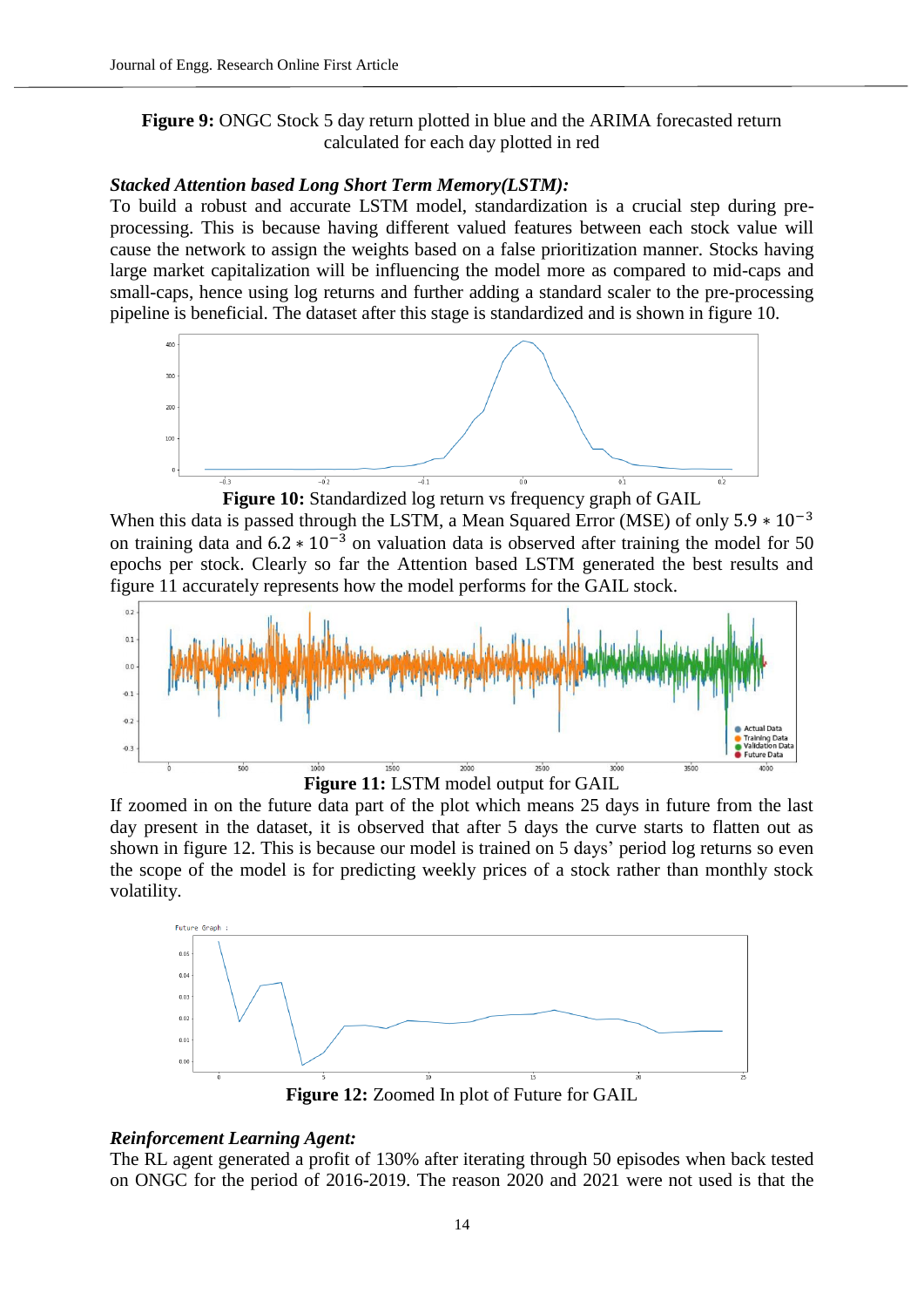**Figure 9:** ONGC Stock 5 day return plotted in blue and the ARIMA forecasted return calculated for each day plotted in red

***Stacked Attention based Long Short Term Memory(LSTM):***

To build a robust and accurate LSTM model, standardization is a crucial step during pre-processing. This is because having different valued features between each stock value will cause the network to assign the weights based on a false prioritization manner. Stocks having large market capitalization will be influencing the model more as compared to mid-caps and small-caps, hence using log returns and further adding a standard scaler to the pre-processing pipeline is beneficial. The dataset after this stage is standardized and is shown in figure 10.

**Figure 10:** Standardized log return vs frequency graph of GAIL

When this data is passed through the LSTM, a Mean Squared Error (MSE) of only $5.9 * 10^{-3}$ on training data and $6.2 * 10^{-3}$ on valuation data is observed after training the model for 50 epochs per stock. Clearly so far the Attention based LSTM generated the best results and figure 11 accurately represents how the model performs for the GAIL stock.

**Figure 11:** LSTM model output for GAIL

If zoomed in on the future data part of the plot which means 25 days in future from the last day present in the dataset, it is observed that after 5 days the curve starts to flatten out as shown in figure 12. This is because our model is trained on 5 days' period log returns so even the scope of the model is for predicting weekly prices of a stock rather than monthly stock volatility.

**Figure 12:** Zoomed In plot of Future for GAIL

***Reinforcement Learning Agent:***

The RL agent generated a profit of 130% after iterating through 50 episodes when back tested on ONGC for the period of 2016-2019. The reason 2020 and 2021 were not used is that the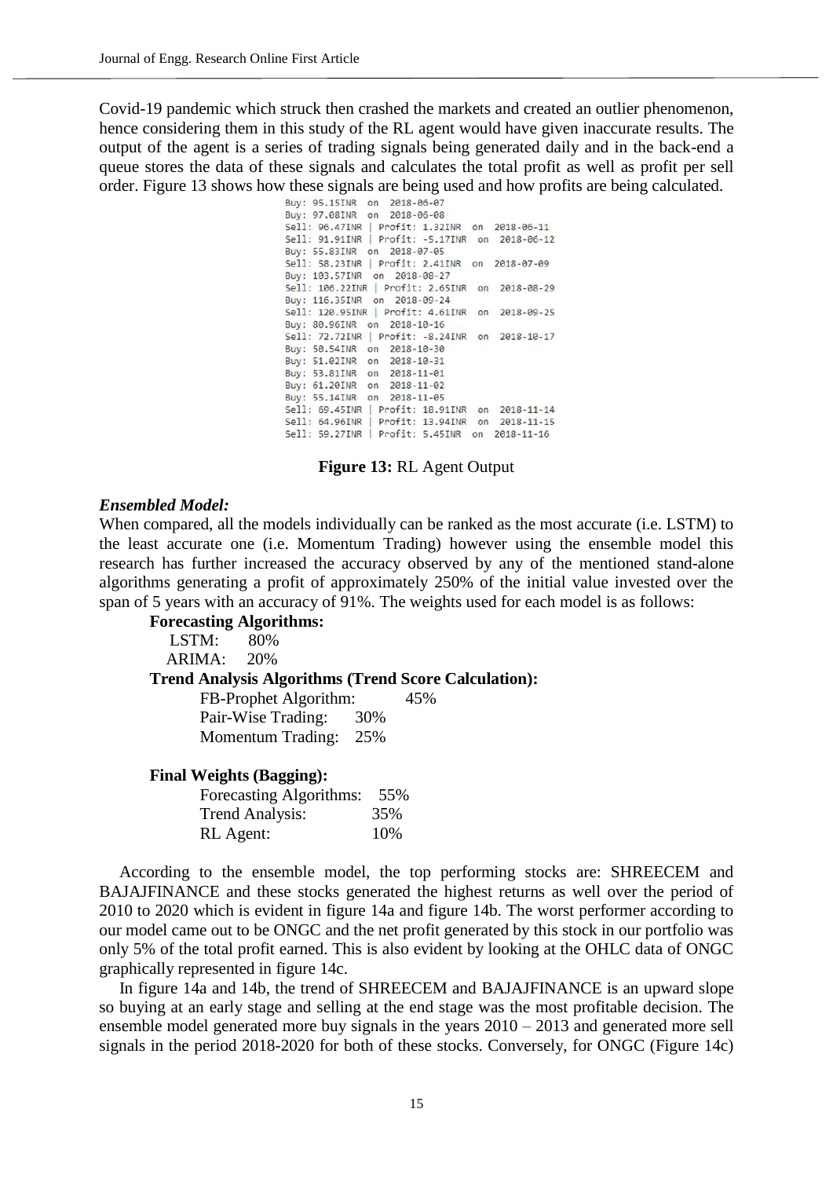Covid-19 pandemic which struck then crashed the markets and created an outlier phenomenon, hence considering them in this study of the RL agent would have given inaccurate results. The output of the agent is a series of trading signals being generated daily and in the back-end a queue stores the data of these signals and calculates the total profit as well as profit per sell order. Figure 13 shows how these signals are being used and how profits are being calculated.

```
Buy: 95.15INR  on  2018-06-07
Buy: 97.08INR  on  2018-06-08
Sell: 96.47INR | Profit: 1.32INR  on  2018-06-11
Sell: 91.91INR | Profit: -5.17INR  on  2018-06-12
Buy: 55.83INR  on  2018-07-05
Sell: 58.23INR | Profit: 2.41INR  on  2018-07-09
Buy: 103.57INR  on  2018-08-27
Sell: 106.22INR | Profit: 2.65INR  on  2018-08-29
Buy: 116.35INR  on  2018-09-24
Sell: 120.95INR | Profit: 4.61INR  on  2018-09-25
Buy: 80.96INR  on  2018-10-16
Sell: 72.72INR | Profit: -8.24INR  on  2018-10-17
Buy: 50.54INR  on  2018-10-30
Buy: 51.02INR  on  2018-10-31
Buy: 53.81INR  on  2018-11-01
Buy: 61.20INR  on  2018-11-02
Buy: 55.14INR  on  2018-11-05
Sell: 69.45INR | Profit: 18.91INR  on  2018-11-14
Sell: 64.96INR | Profit: 13.94INR  on  2018-11-15
Sell: 59.27INR | Profit: 5.45INR  on  2018-11-16
```

**Figure 13:** RL Agent Output

***Ensembled Model:***

When compared, all the models individually can be ranked as the most accurate (i.e. LSTM) to the least accurate one (i.e. Momentum Trading) however using the ensemble model this research has further increased the accuracy observed by any of the mentioned stand-alone algorithms generating a profit of approximately 250% of the initial value invested over the span of 5 years with an accuracy of 91%. The weights used for each model is as follows:

**Forecasting Algorithms:**

- LSTM: 80%
- ARIMA: 20%

**Trend Analysis Algorithms (Trend Score Calculation):**

- FB-Prophet Algorithm: 45%
- Pair-Wise Trading: 30%
- Momentum Trading: 25%

**Final Weights (Bagging):**

- Forecasting Algorithms: 55%
- Trend Analysis: 35%
- RL Agent: 10%

According to the ensemble model, the top performing stocks are: SHREECEM and BAJAJFINANCE and these stocks generated the highest returns as well over the period of 2010 to 2020 which is evident in figure 14a and figure 14b. The worst performer according to our model came out to be ONGC and the net profit generated by this stock in our portfolio was only 5% of the total profit earned. This is also evident by looking at the OHLC data of ONGC graphically represented in figure 14c.

In figure 14a and 14b, the trend of SHREECEM and BAJAJFINANCE is an upward slope so buying at an early stage and selling at the end stage was the most profitable decision. The ensemble model generated more buy signals in the years 2010 – 2013 and generated more sell signals in the period 2018-2020 for both of these stocks. Conversely, for ONGC (Figure 14c)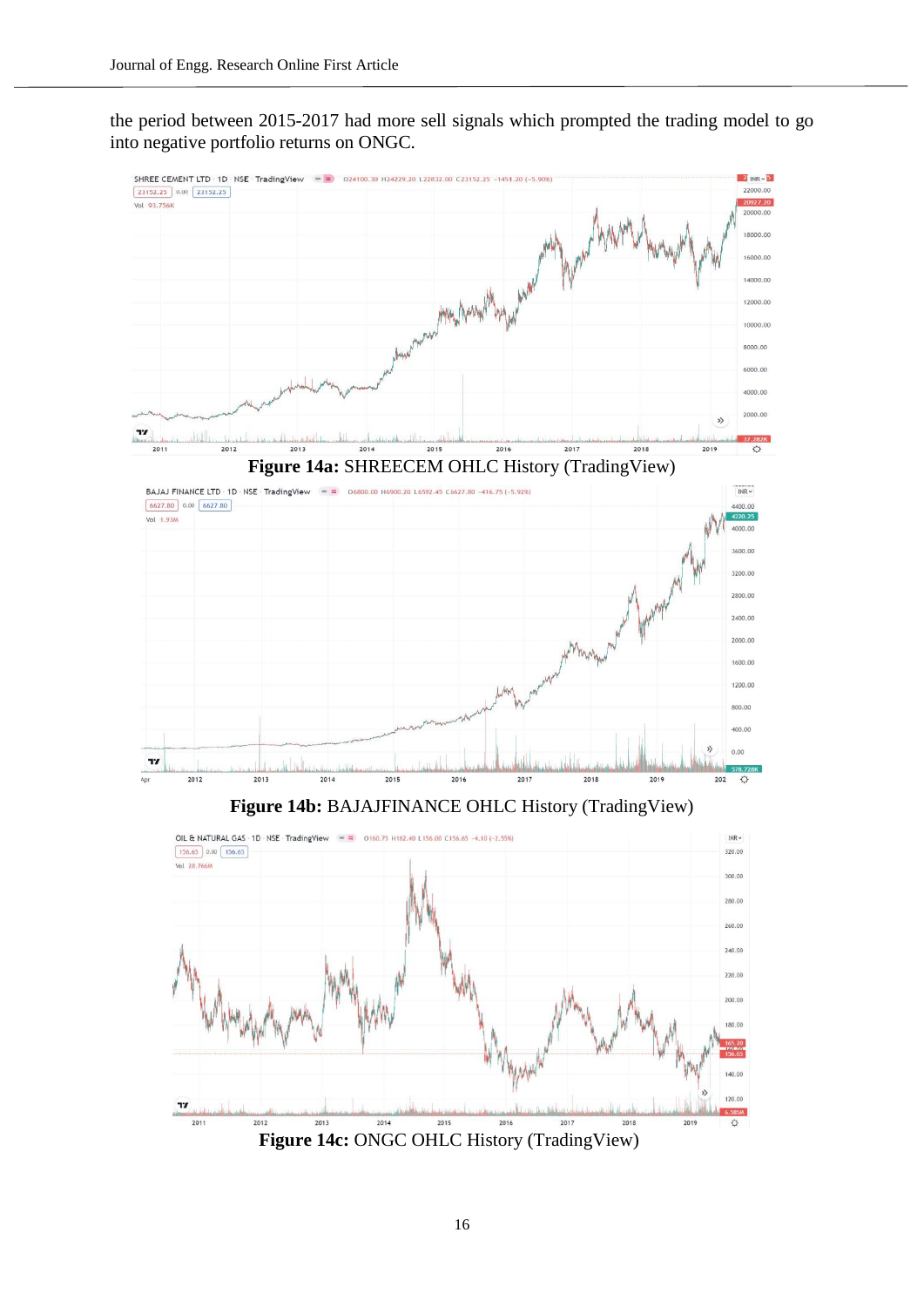the period between 2015-2017 had more sell signals which prompted the trading model to go into negative portfolio returns on ONGC.

**Figure 14a:** SHREECEM OHLC History (TradingView)

**Figure 14b:** BAJAJFINANCE OHLC History (TradingView)

**Figure 14c:** ONGC OHLC History (TradingView)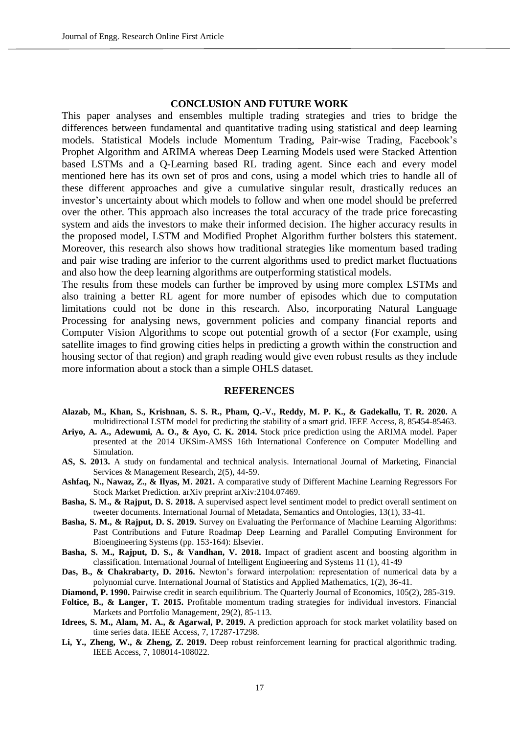## CONCLUSION AND FUTURE WORK

This paper analyses and ensembles multiple trading strategies and tries to bridge the differences between fundamental and quantitative trading using statistical and deep learning models. Statistical Models include Momentum Trading, Pair-wise Trading, Facebook's Prophet Algorithm and ARIMA whereas Deep Learning Models used were Stacked Attention based LSTMs and a Q-Learning based RL trading agent. Since each and every model mentioned here has its own set of pros and cons, using a model which tries to handle all of these different approaches and give a cumulative singular result, drastically reduces an investor's uncertainty about which models to follow and when one model should be preferred over the other. This approach also increases the total accuracy of the trade price forecasting system and aids the investors to make their informed decision. The higher accuracy results in the proposed model, LSTM and Modified Prophet Algorithm further bolsters this statement. Moreover, this research also shows how traditional strategies like momentum based trading and pair wise trading are inferior to the current algorithms used to predict market fluctuations and also how the deep learning algorithms are outperforming statistical models.

The results from these models can further be improved by using more complex LSTMs and also training a better RL agent for more number of episodes which due to computation limitations could not be done in this research. Also, incorporating Natural Language Processing for analysing news, government policies and company financial reports and Computer Vision Algorithms to scope out potential growth of a sector (For example, using satellite images to find growing cities helps in predicting a growth within the construction and housing sector of that region) and graph reading would give even robust results as they include more information about a stock than a simple OHLS dataset.

## REFERENCES

**Alazab, M., Khan, S., Krishnan, S. S. R., Pham, Q.-V., Reddy, M. P. K., & Gadekallu, T. R. 2020.** A multidirectional LSTM model for predicting the stability of a smart grid. IEEE Access, 8, 85454-85463.

**Ariyo, A. A., Adewumi, A. O., & Ayo, C. K. 2014.** Stock price prediction using the ARIMA model. Paper presented at the 2014 UKSim-AMSS 16th International Conference on Computer Modelling and Simulation.

**AS, S. 2013.** A study on fundamental and technical analysis. International Journal of Marketing, Financial Services & Management Research, 2(5), 44-59.

**Ashfaq, N., Nawaz, Z., & Ilyas, M. 2021.** A comparative study of Different Machine Learning Regressors For Stock Market Prediction. arXiv preprint arXiv:2104.07469.

**Basha, S. M., & Rajput, D. S. 2018.** A supervised aspect level sentiment model to predict overall sentiment on tweeter documents. International Journal of Metadata, Semantics and Ontologies, 13(1), 33-41.

**Basha, S. M., & Rajput, D. S. 2019.** Survey on Evaluating the Performance of Machine Learning Algorithms: Past Contributions and Future Roadmap Deep Learning and Parallel Computing Environment for Bioengineering Systems (pp. 153-164): Elsevier.

**Basha, S. M., Rajput, D. S., & Vandhan, V. 2018.** Impact of gradient ascent and boosting algorithm in classification. International Journal of Intelligent Engineering and Systems 11 (1), 41-49

**Das, B., & Chakrabarty, D. 2016.** Newton's forward interpolation: representation of numerical data by a polynomial curve. International Journal of Statistics and Applied Mathematics, 1(2), 36-41.

**Diamond, P. 1990.** Pairwise credit in search equilibrium. The Quarterly Journal of Economics, 105(2), 285-319.

**Foltice, B., & Langer, T. 2015.** Profitable momentum trading strategies for individual investors. Financial Markets and Portfolio Management, 29(2), 85-113.

**Idrees, S. M., Alam, M. A., & Agarwal, P. 2019.** A prediction approach for stock market volatility based on time series data. IEEE Access, 7, 17287-17298.

**Li, Y., Zheng, W., & Zheng, Z. 2019.** Deep robust reinforcement learning for practical algorithmic trading. IEEE Access, 7, 108014-108022.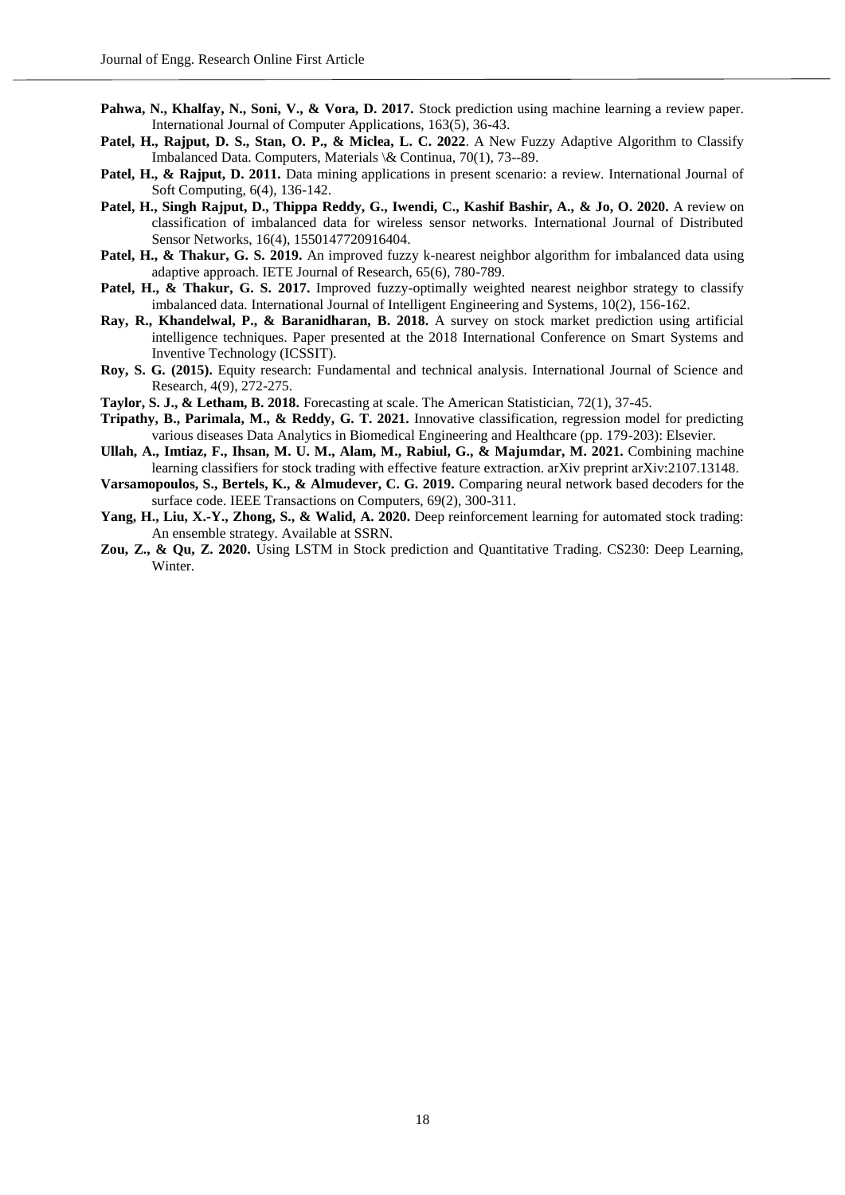**Pahwa, N., Khalfay, N., Soni, V., & Vora, D. 2017.** Stock prediction using machine learning a review paper. International Journal of Computer Applications, 163(5), 36-43.

**Patel, H., Rajput, D. S., Stan, O. P., & Miclea, L. C. 2022**. A New Fuzzy Adaptive Algorithm to Classify Imbalanced Data. Computers, Materials \& Continua, 70(1), 73--89.

**Patel, H., & Rajput, D. 2011.** Data mining applications in present scenario: a review. International Journal of Soft Computing, 6(4), 136-142.

**Patel, H., Singh Rajput, D., Thippa Reddy, G., Iwendi, C., Kashif Bashir, A., & Jo, O. 2020.** A review on classification of imbalanced data for wireless sensor networks. International Journal of Distributed Sensor Networks, 16(4), 1550147720916404.

**Patel, H., & Thakur, G. S. 2019.** An improved fuzzy k-nearest neighbor algorithm for imbalanced data using adaptive approach. IETE Journal of Research, 65(6), 780-789.

**Patel, H., & Thakur, G. S. 2017.** Improved fuzzy-optimally weighted nearest neighbor strategy to classify imbalanced data. International Journal of Intelligent Engineering and Systems, 10(2), 156-162.

**Ray, R., Khandelwal, P., & Baranidharan, B. 2018.** A survey on stock market prediction using artificial intelligence techniques. Paper presented at the 2018 International Conference on Smart Systems and Inventive Technology (ICSSIT).

**Roy, S. G. (2015).** Equity research: Fundamental and technical analysis. International Journal of Science and Research, 4(9), 272-275.

**Taylor, S. J., & Letham, B. 2018.** Forecasting at scale. The American Statistician, 72(1), 37-45.

**Tripathy, B., Parimala, M., & Reddy, G. T. 2021.** Innovative classification, regression model for predicting various diseases Data Analytics in Biomedical Engineering and Healthcare (pp. 179-203): Elsevier.

**Ullah, A., Imtiaz, F., Ihsan, M. U. M., Alam, M., Rabiul, G., & Majumdar, M. 2021.** Combining machine learning classifiers for stock trading with effective feature extraction. arXiv preprint arXiv:2107.13148.

**Varsamopoulos, S., Bertels, K., & Almudever, C. G. 2019.** Comparing neural network based decoders for the surface code. IEEE Transactions on Computers, 69(2), 300-311.

**Yang, H., Liu, X.-Y., Zhong, S., & Walid, A. 2020.** Deep reinforcement learning for automated stock trading: An ensemble strategy. Available at SSRN.

**Zou, Z., & Qu, Z. 2020.** Using LSTM in Stock prediction and Quantitative Trading. CS230: Deep Learning, Winter.